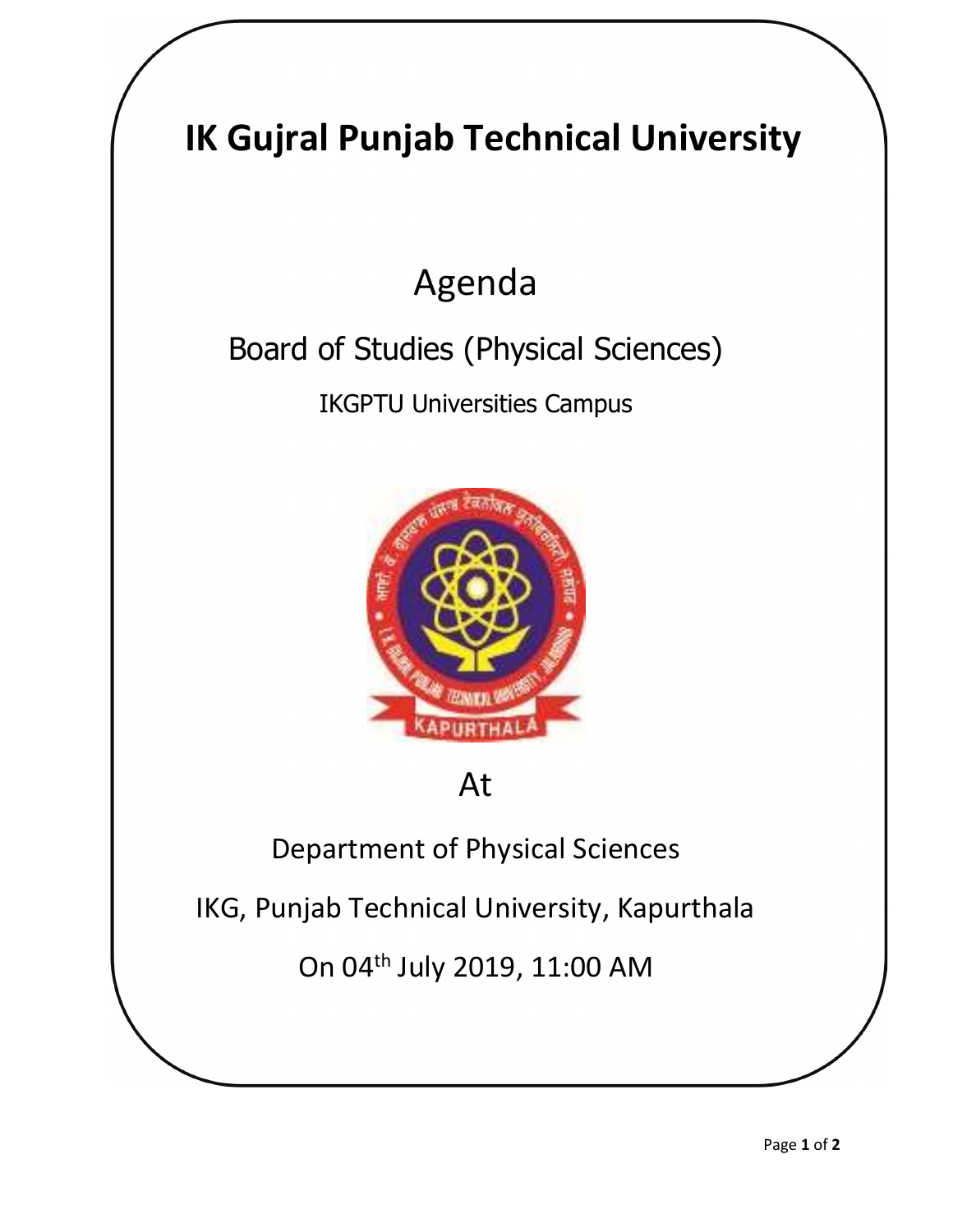# IK Gujral Punjab Technical University

## Agenda

## Board of Studies (Physical Sciences)

IKGPTU Universities Campus

At

Department of Physical Sciences

IKG, Punjab Technical University, Kapurthala

On 04th July 2019, 11:00 AM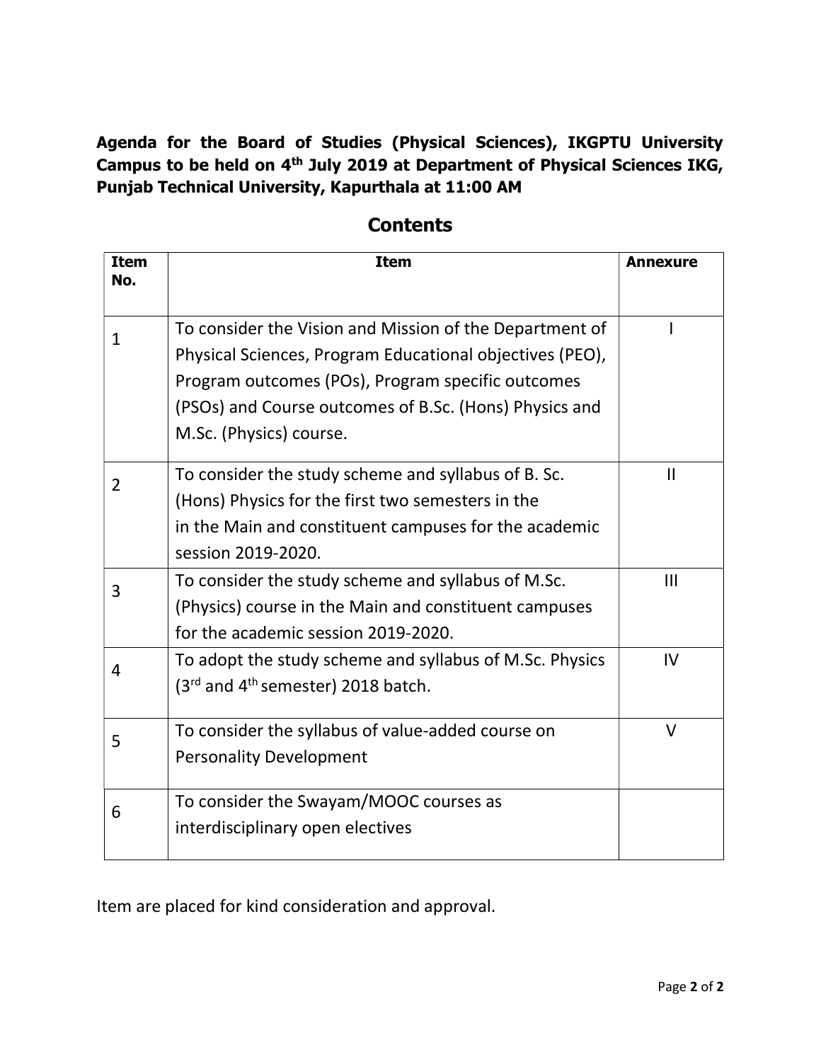**Agenda for the Board of Studies (Physical Sciences), IKGPTU University Campus to be held on 4th July 2019 at Department of Physical Sciences IKG, Punjab Technical University, Kapurthala at 11:00 AM**

## Contents

| Item No. | Item | Annexure |
|---|---|---|
| 1 | To consider the Vision and Mission of the Department of Physical Sciences, Program Educational objectives (PEO), Program outcomes (POs), Program specific outcomes (PSOs) and Course outcomes of B.Sc. (Hons) Physics and M.Sc. (Physics) course. | I |
| 2 | To consider the study scheme and syllabus of B. Sc. (Hons) Physics for the first two semesters in the in the Main and constituent campuses for the academic session 2019-2020. | II |
| 3 | To consider the study scheme and syllabus of M.Sc. (Physics) course in the Main and constituent campuses for the academic session 2019-2020. | III |
| 4 | To adopt the study scheme and syllabus of M.Sc. Physics (3rd and 4th semester) 2018 batch. | IV |
| 5 | To consider the syllabus of value-added course on Personality Development | V |
| 6 | To consider the Swayam/MOOC courses as interdisciplinary open electives | |

Item are placed for kind consideration and approval.